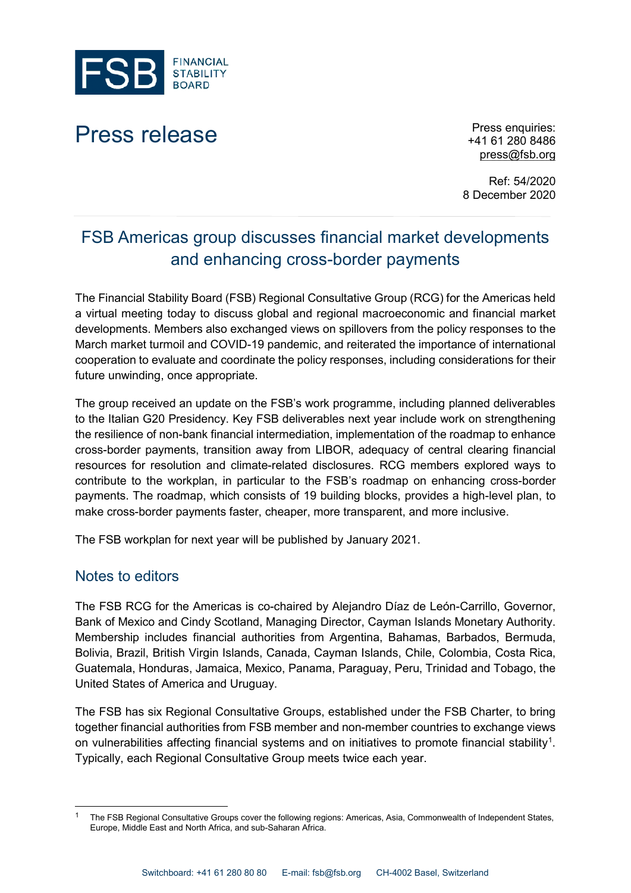FSB FINANCIAL STABILITY BOARD

# Press release

Press enquiries:
+41 61 280 8486
press@fsb.org

Ref: 54/2020
8 December 2020

## FSB Americas group discusses financial market developments and enhancing cross-border payments

The Financial Stability Board (FSB) Regional Consultative Group (RCG) for the Americas held a virtual meeting today to discuss global and regional macroeconomic and financial market developments. Members also exchanged views on spillovers from the policy responses to the March market turmoil and COVID-19 pandemic, and reiterated the importance of international cooperation to evaluate and coordinate the policy responses, including considerations for their future unwinding, once appropriate.

The group received an update on the FSB's work programme, including planned deliverables to the Italian G20 Presidency. Key FSB deliverables next year include work on strengthening the resilience of non-bank financial intermediation, implementation of the roadmap to enhance cross-border payments, transition away from LIBOR, adequacy of central clearing financial resources for resolution and climate-related disclosures. RCG members explored ways to contribute to the workplan, in particular to the FSB's roadmap on enhancing cross-border payments. The roadmap, which consists of 19 building blocks, provides a high-level plan, to make cross-border payments faster, cheaper, more transparent, and more inclusive.

The FSB workplan for next year will be published by January 2021.

## Notes to editors

The FSB RCG for the Americas is co-chaired by Alejandro Díaz de León-Carrillo, Governor, Bank of Mexico and Cindy Scotland, Managing Director, Cayman Islands Monetary Authority. Membership includes financial authorities from Argentina, Bahamas, Barbados, Bermuda, Bolivia, Brazil, British Virgin Islands, Canada, Cayman Islands, Chile, Colombia, Costa Rica, Guatemala, Honduras, Jamaica, Mexico, Panama, Paraguay, Peru, Trinidad and Tobago, the United States of America and Uruguay.

The FSB has six Regional Consultative Groups, established under the FSB Charter, to bring together financial authorities from FSB member and non-member countries to exchange views on vulnerabilities affecting financial systems and on initiatives to promote financial stability[1]. Typically, each Regional Consultative Group meets twice each year.

[1] The FSB Regional Consultative Groups cover the following regions: Americas, Asia, Commonwealth of Independent States, Europe, Middle East and North Africa, and sub-Saharan Africa.

Switchboard: +41 61 280 80 80 E-mail: fsb@fsb.org CH-4002 Basel, Switzerland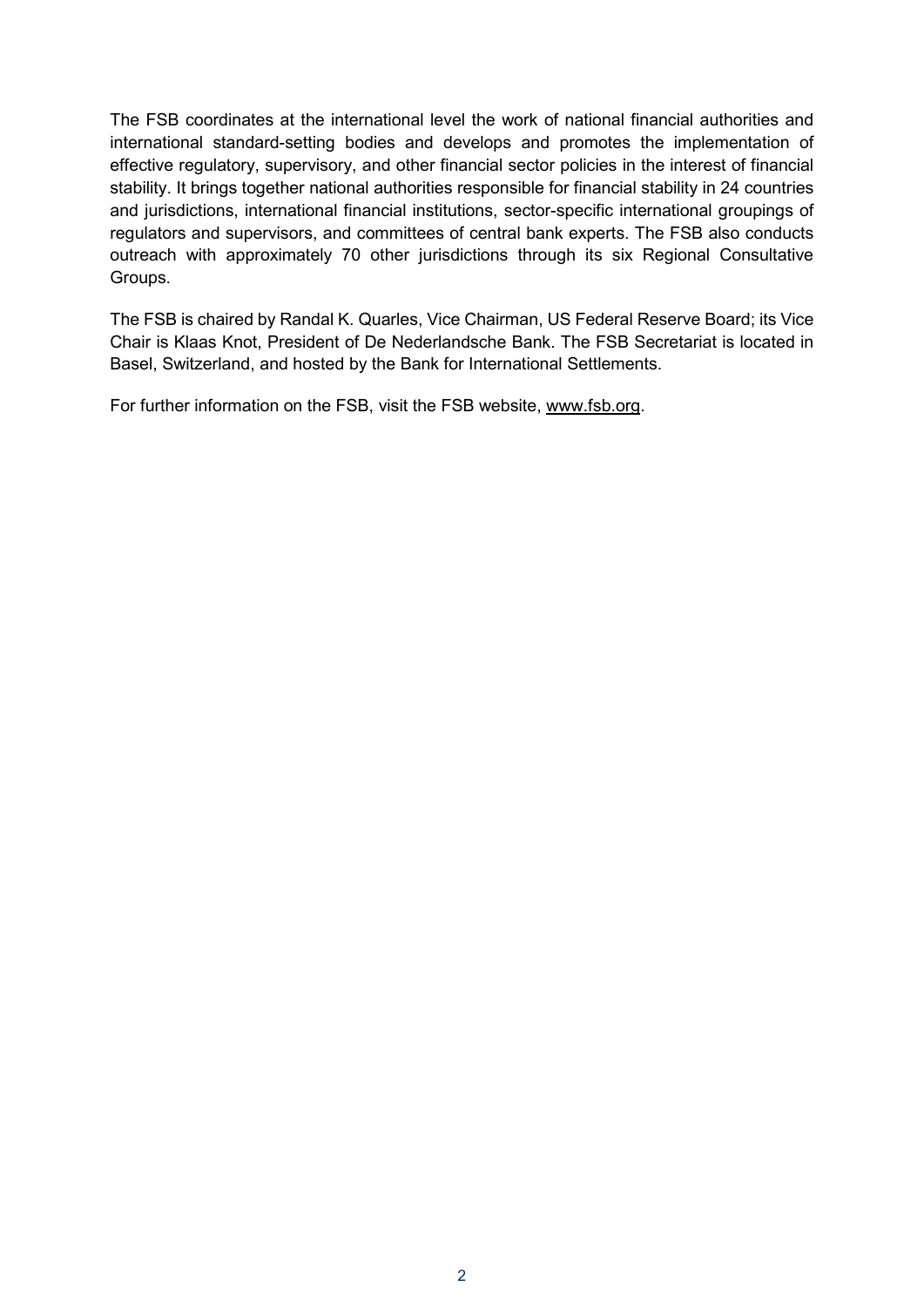The FSB coordinates at the international level the work of national financial authorities and international standard-setting bodies and develops and promotes the implementation of effective regulatory, supervisory, and other financial sector policies in the interest of financial stability. It brings together national authorities responsible for financial stability in 24 countries and jurisdictions, international financial institutions, sector-specific international groupings of regulators and supervisors, and committees of central bank experts. The FSB also conducts outreach with approximately 70 other jurisdictions through its six Regional Consultative Groups.

The FSB is chaired by Randal K. Quarles, Vice Chairman, US Federal Reserve Board; its Vice Chair is Klaas Knot, President of De Nederlandsche Bank. The FSB Secretariat is located in Basel, Switzerland, and hosted by the Bank for International Settlements.

For further information on the FSB, visit the FSB website, www.fsb.org.